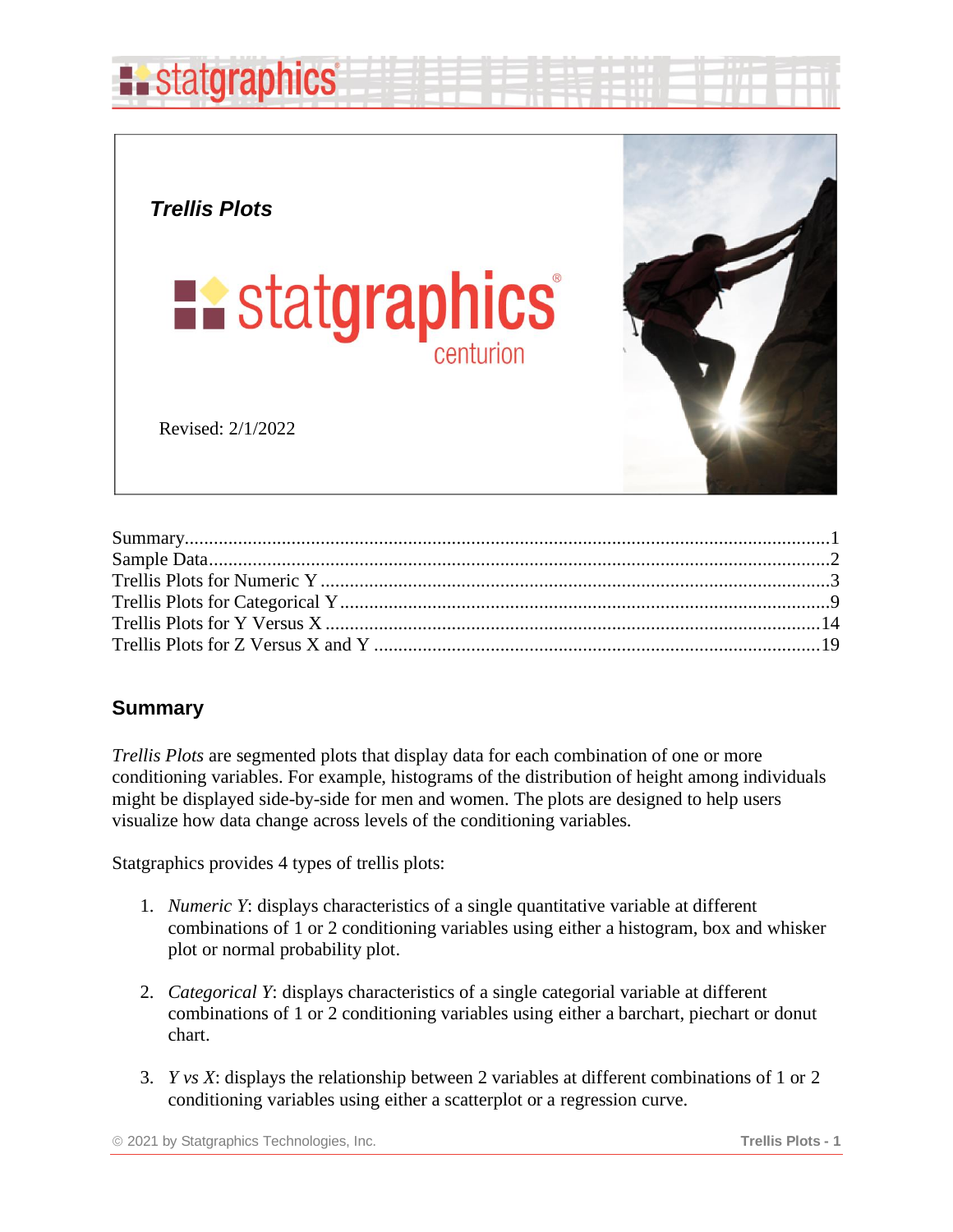# Trellis Plots

statgraphics centurion

Revised: 2/1/2022

Summary....................................................................................................................................1
Sample Data...............................................................................................................................2
Trellis Plots for Numeric Y........................................................................................................3
Trellis Plots for Categorical Y....................................................................................................9
Trellis Plots for Y Versus X.....................................................................................................14
Trellis Plots for Z Versus X and Y ..........................................................................................19

## Summary

*Trellis Plots* are segmented plots that display data for each combination of one or more conditioning variables. For example, histograms of the distribution of height among individuals might be displayed side-by-side for men and women. The plots are designed to help users visualize how data change across levels of the conditioning variables.

Statgraphics provides 4 types of trellis plots:

1. *Numeric Y*: displays characteristics of a single quantitative variable at different combinations of 1 or 2 conditioning variables using either a histogram, box and whisker plot or normal probability plot.

2. *Categorical Y*: displays characteristics of a single categorial variable at different combinations of 1 or 2 conditioning variables using either a barchart, piechart or donut chart.

3. *Y vs X*: displays the relationship between 2 variables at different combinations of 1 or 2 conditioning variables using either a scatterplot or a regression curve.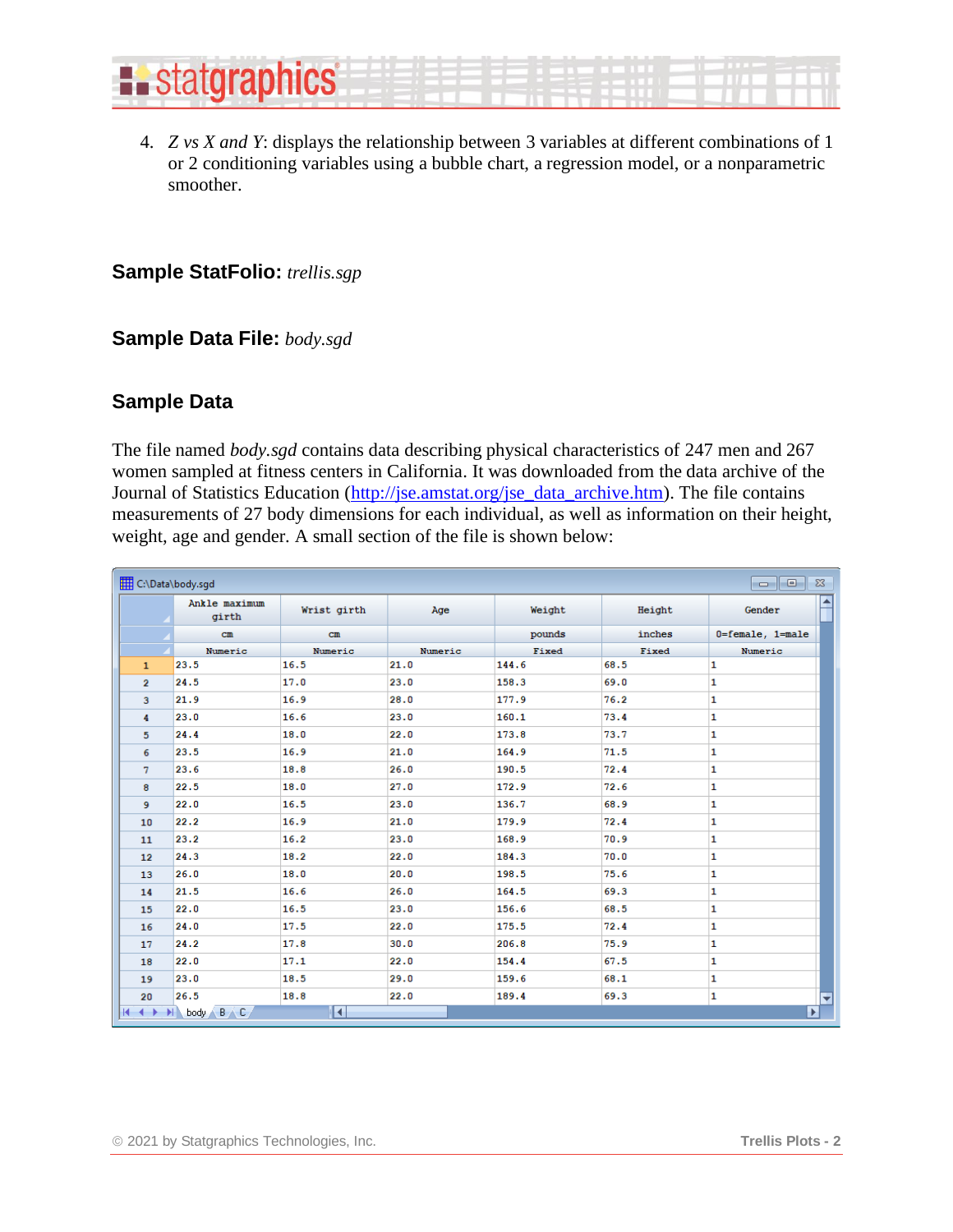4. *Z vs X and Y*: displays the relationship between 3 variables at different combinations of 1 or 2 conditioning variables using a bubble chart, a regression model, or a nonparametric smoother.

**Sample StatFolio:** *trellis.sgp*

**Sample Data File:** *body.sgd*

## Sample Data

The file named *body.sgd* contains data describing physical characteristics of 247 men and 267 women sampled at fitness centers in California. It was downloaded from the data archive of the Journal of Statistics Education (http://jse.amstat.org/jse_data_archive.htm). The file contains measurements of 27 body dimensions for each individual, as well as information on their height, weight, age and gender. A small section of the file is shown below:

C:\Data\body.sgd

| | Ankle maximum girth | Wrist girth | Age | Weight | Height | Gender |
|---|---|---|---|---|---|---|
| | cm | cm | | pounds | inches | 0=female, 1=male |
| | Numeric | Numeric | Numeric | Fixed | Fixed | Numeric |
| 1 | 23.5 | 16.5 | 21.0 | 144.6 | 68.5 | 1 |
| 2 | 24.5 | 17.0 | 23.0 | 158.3 | 69.0 | 1 |
| 3 | 21.9 | 16.9 | 28.0 | 177.9 | 76.2 | 1 |
| 4 | 23.0 | 16.6 | 23.0 | 160.1 | 73.4 | 1 |
| 5 | 24.4 | 18.0 | 22.0 | 173.8 | 73.7 | 1 |
| 6 | 23.5 | 16.9 | 21.0 | 164.9 | 71.5 | 1 |
| 7 | 23.6 | 18.8 | 26.0 | 190.5 | 72.4 | 1 |
| 8 | 22.5 | 18.0 | 27.0 | 172.9 | 72.6 | 1 |
| 9 | 22.0 | 16.5 | 23.0 | 136.7 | 68.9 | 1 |
| 10 | 22.2 | 16.9 | 21.0 | 179.9 | 72.4 | 1 |
| 11 | 23.2 | 16.2 | 23.0 | 168.9 | 70.9 | 1 |
| 12 | 24.3 | 18.2 | 22.0 | 184.3 | 70.0 | 1 |
| 13 | 26.0 | 18.0 | 20.0 | 198.5 | 75.6 | 1 |
| 14 | 21.5 | 16.6 | 26.0 | 164.5 | 69.3 | 1 |
| 15 | 22.0 | 16.5 | 23.0 | 156.6 | 68.5 | 1 |
| 16 | 24.0 | 17.5 | 22.0 | 175.5 | 72.4 | 1 |
| 17 | 24.2 | 17.8 | 30.0 | 206.8 | 75.9 | 1 |
| 18 | 22.0 | 17.1 | 22.0 | 154.4 | 67.5 | 1 |
| 19 | 23.0 | 18.5 | 29.0 | 159.6 | 68.1 | 1 |
| 20 | 26.5 | 18.8 | 22.0 | 189.4 | 69.3 | 1 |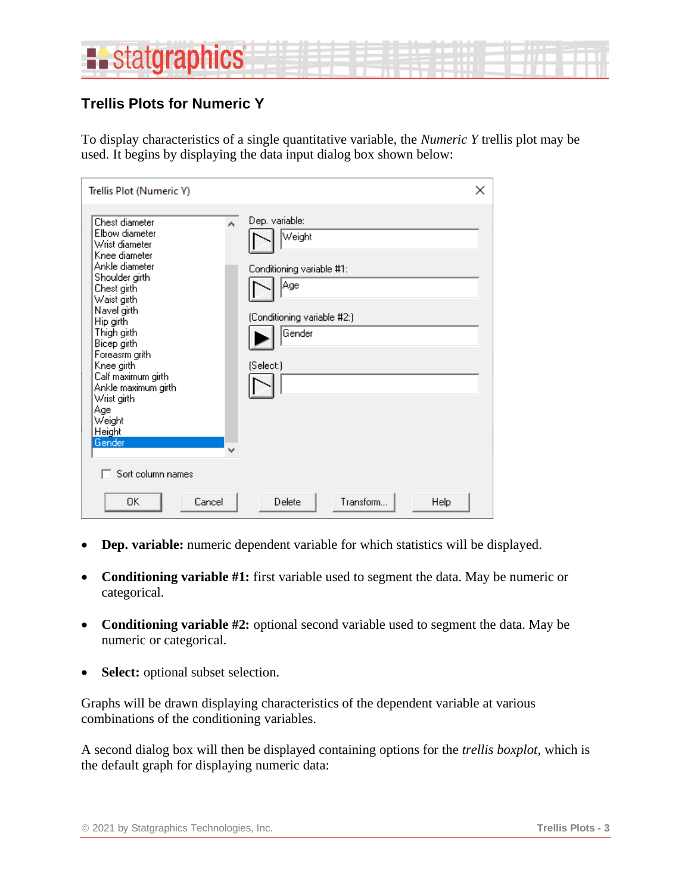## Trellis Plots for Numeric Y

To display characteristics of a single quantitative variable, the *Numeric Y* trellis plot may be used. It begins by displaying the data input dialog box shown below:

- **Dep. variable:** numeric dependent variable for which statistics will be displayed.
- **Conditioning variable #1:** first variable used to segment the data. May be numeric or categorical.
- **Conditioning variable #2:** optional second variable used to segment the data. May be numeric or categorical.
- **Select:** optional subset selection.

Graphs will be drawn displaying characteristics of the dependent variable at various combinations of the conditioning variables.

A second dialog box will then be displayed containing options for the *trellis boxplot*, which is the default graph for displaying numeric data: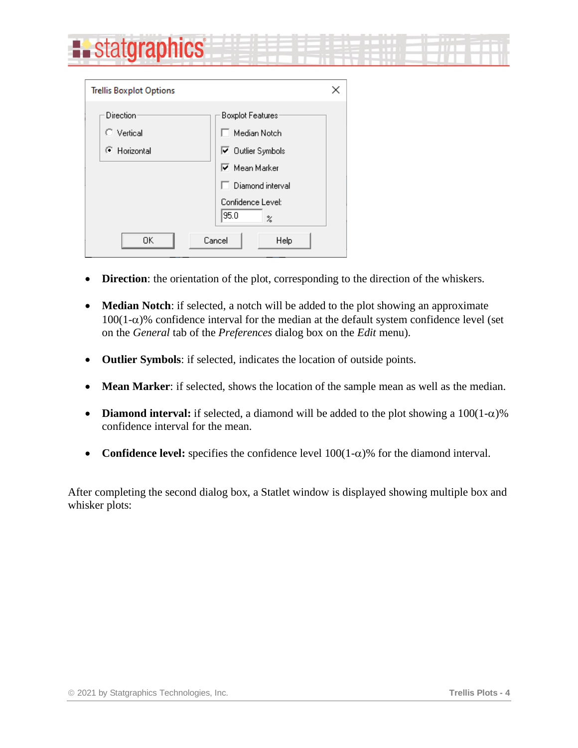- **Direction**: the orientation of the plot, corresponding to the direction of the whiskers.

- **Median Notch**: if selected, a notch will be added to the plot showing an approximate $100(1-\alpha)\%$ confidence interval for the median at the default system confidence level (set on the *General* tab of the *Preferences* dialog box on the *Edit* menu).

- **Outlier Symbols**: if selected, indicates the location of outside points.

- **Mean Marker**: if selected, shows the location of the sample mean as well as the median.

- **Diamond interval:** if selected, a diamond will be added to the plot showing a $100(1-\alpha)\%$ confidence interval for the mean.

- **Confidence level:** specifies the confidence level $100(1-\alpha)\%$ for the diamond interval.

After completing the second dialog box, a Statlet window is displayed showing multiple box and whisker plots: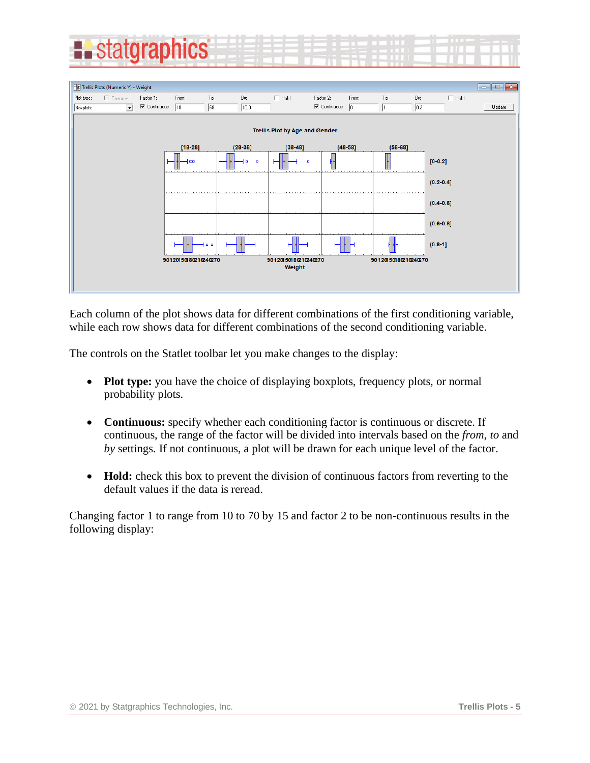Each column of the plot shows data for different combinations of the first conditioning variable, while each row shows data for different combinations of the second conditioning variable.

The controls on the Statlet toolbar let you make changes to the display:

- **Plot type:** you have the choice of displaying boxplots, frequency plots, or normal probability plots.

- **Continuous:** specify whether each conditioning factor is continuous or discrete. If continuous, the range of the factor will be divided into intervals based on the *from*, *to* and *by* settings. If not continuous, a plot will be drawn for each unique level of the factor.

- **Hold:** check this box to prevent the division of continuous factors from reverting to the default values if the data is reread.

Changing factor 1 to range from 10 to 70 by 15 and factor 2 to be non-continuous results in the following display: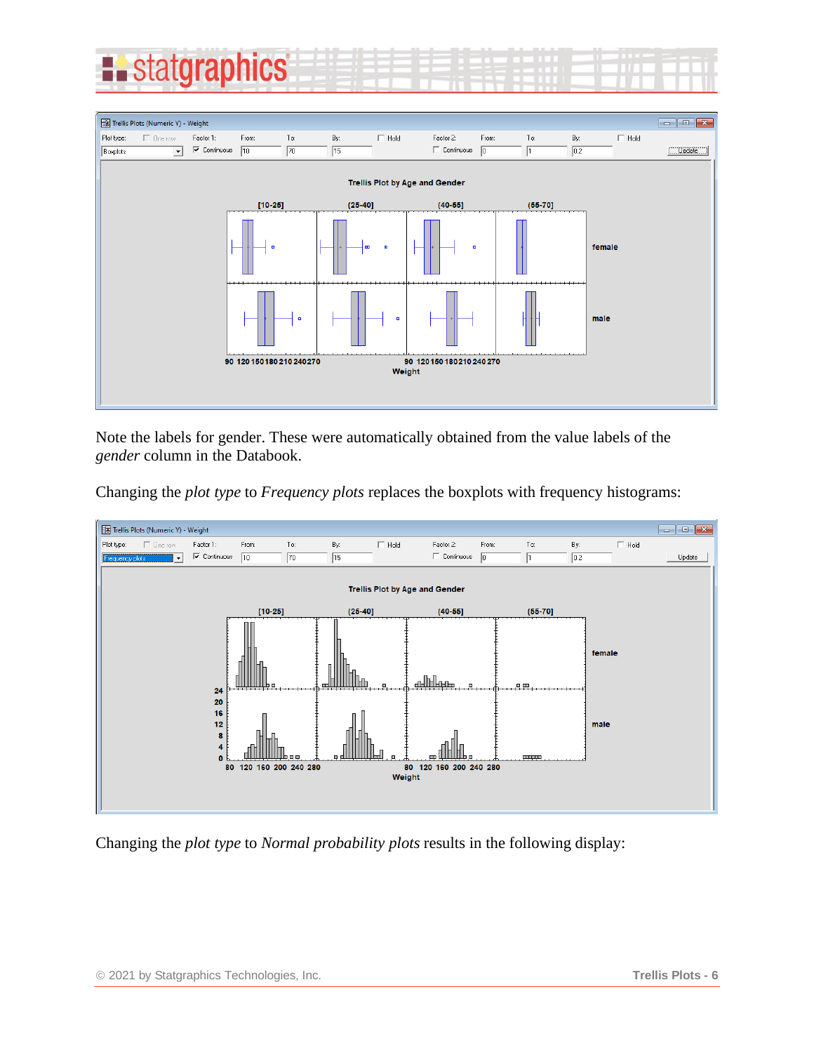Note the labels for gender. These were automatically obtained from the value labels of the *gender* column in the Databook.

Changing the *plot type* to *Frequency plots* replaces the boxplots with frequency histograms:

Changing the *plot type* to *Normal probability plots* results in the following display: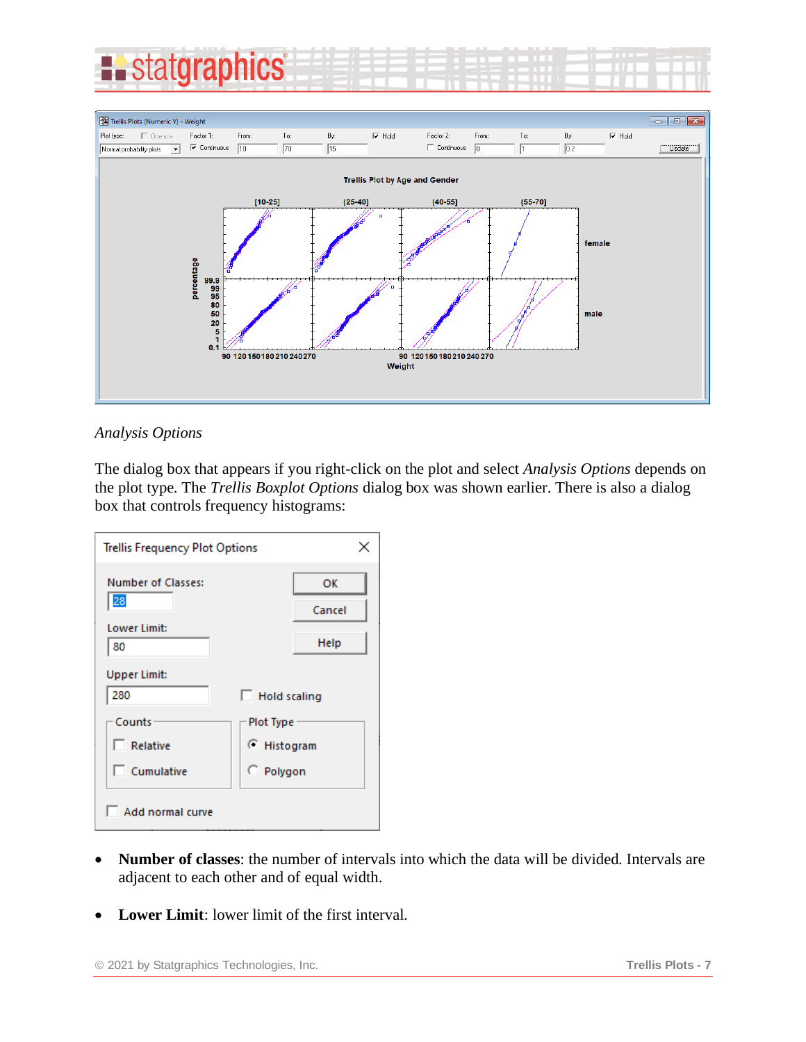*Analysis Options*

The dialog box that appears if you right-click on the plot and select *Analysis Options* depends on the plot type. The *Trellis Boxplot Options* dialog box was shown earlier. There is also a dialog box that controls frequency histograms:

- **Number of classes**: the number of intervals into which the data will be divided. Intervals are adjacent to each other and of equal width.

- **Lower Limit**: lower limit of the first interval.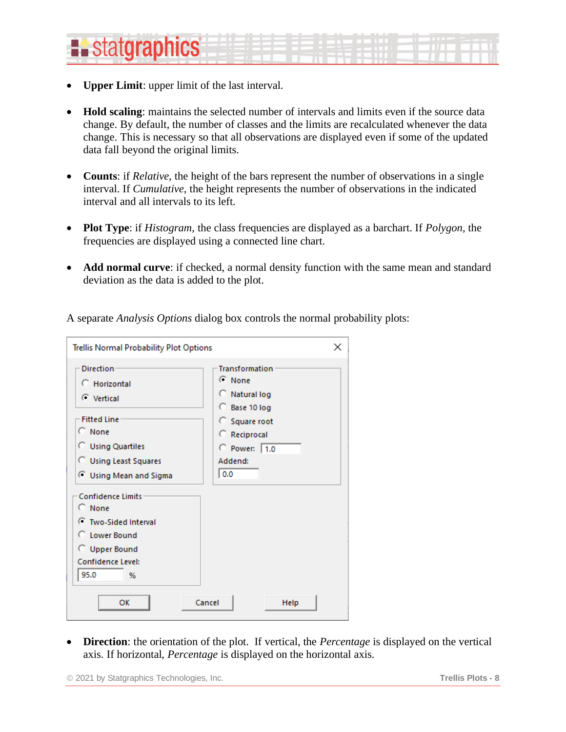- **Upper Limit**: upper limit of the last interval.

- **Hold scaling**: maintains the selected number of intervals and limits even if the source data change. By default, the number of classes and the limits are recalculated whenever the data change. This is necessary so that all observations are displayed even if some of the updated data fall beyond the original limits.

- **Counts**: if *Relative*, the height of the bars represent the number of observations in a single interval. If *Cumulative*, the height represents the number of observations in the indicated interval and all intervals to its left.

- **Plot Type**: if *Histogram*, the class frequencies are displayed as a barchart. If *Polygon*, the frequencies are displayed using a connected line chart.

- **Add normal curve**: if checked, a normal density function with the same mean and standard deviation as the data is added to the plot.

A separate *Analysis Options* dialog box controls the normal probability plots:

Trellis Normal Probability Plot Options

Direction
- Horizontal
- (•) Vertical

Fitted Line
- None
- Using Quartiles
- Using Least Squares
- (•) Using Mean and Sigma

Confidence Limits
- None
- (•) Two-Sided Interval
- Lower Bound
- Upper Bound

Confidence Level: 95.0 %

Transformation
- (•) None
- Natural log
- Base 10 log
- Square root
- Reciprocal
- Power: 1.0

Addend: 0.0

OK | Cancel | Help

- **Direction**: the orientation of the plot. If vertical, the *Percentage* is displayed on the vertical axis. If horizontal, *Percentage* is displayed on the horizontal axis.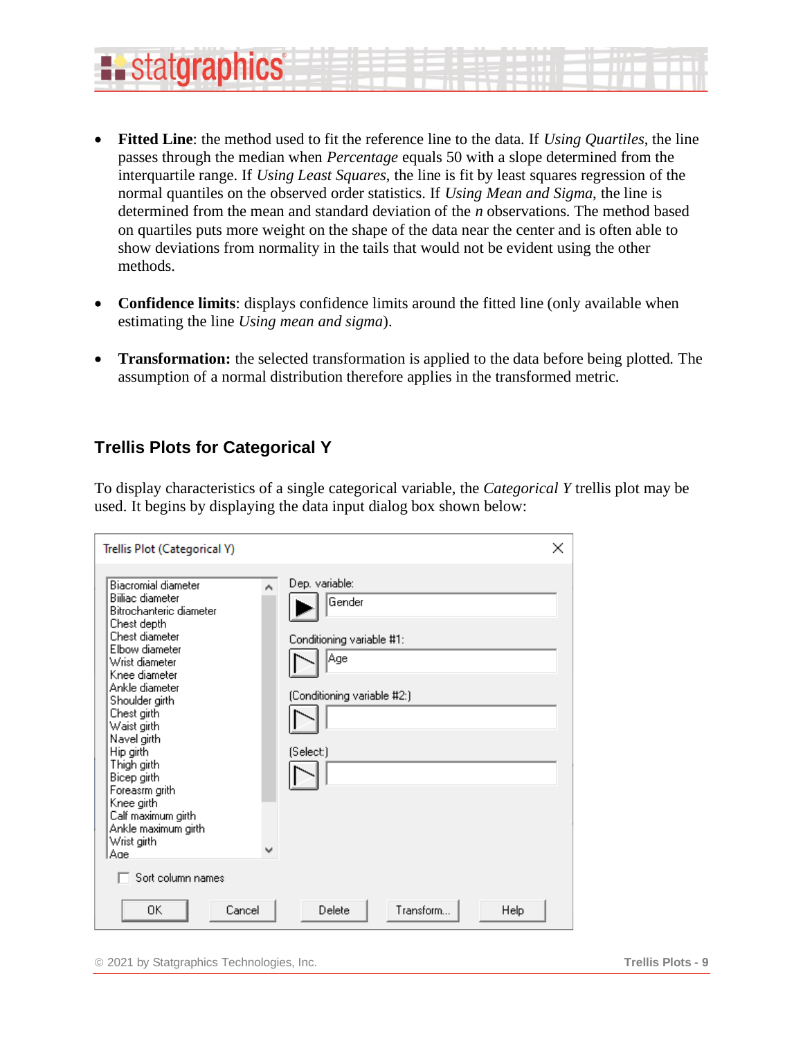- **Fitted Line**: the method used to fit the reference line to the data. If *Using Quartiles*, the line passes through the median when *Percentage* equals 50 with a slope determined from the interquartile range. If *Using Least Squares*, the line is fit by least squares regression of the normal quantiles on the observed order statistics. If *Using Mean and Sigma*, the line is determined from the mean and standard deviation of the *n* observations. The method based on quartiles puts more weight on the shape of the data near the center and is often able to show deviations from normality in the tails that would not be evident using the other methods.

- **Confidence limits**: displays confidence limits around the fitted line (only available when estimating the line *Using mean and sigma*).

- **Transformation:** the selected transformation is applied to the data before being plotted. The assumption of a normal distribution therefore applies in the transformed metric.

## Trellis Plots for Categorical Y

To display characteristics of a single categorical variable, the *Categorical Y* trellis plot may be used. It begins by displaying the data input dialog box shown below: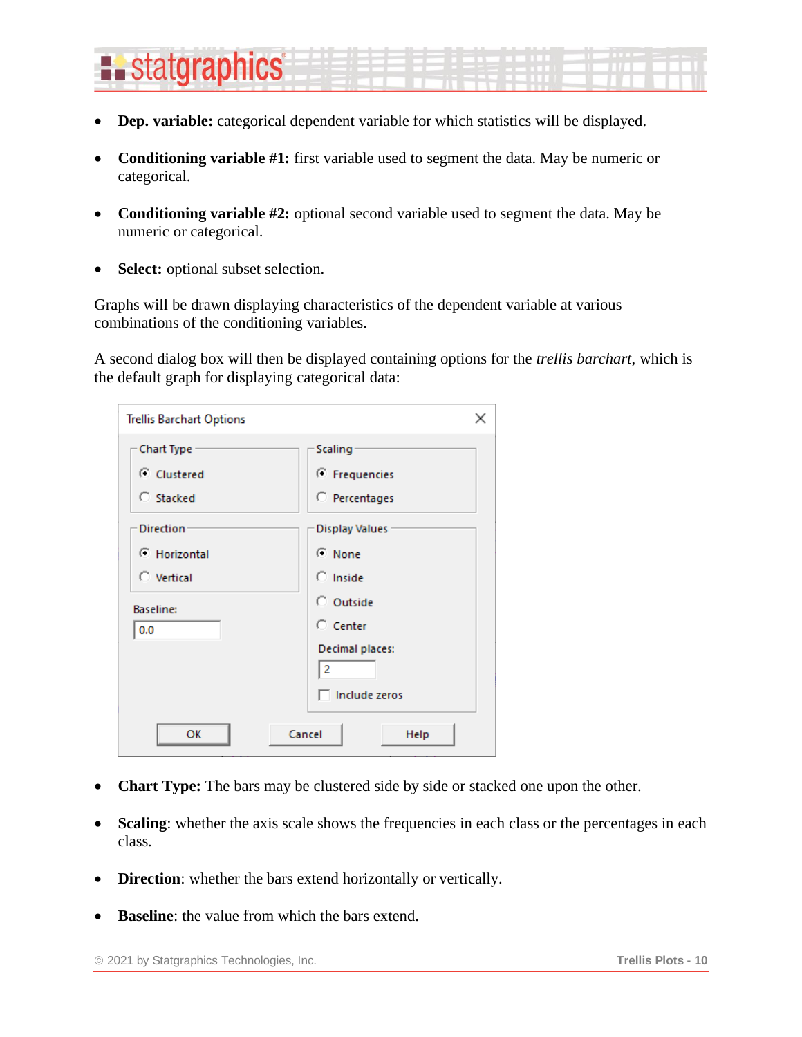- **Dep. variable:** categorical dependent variable for which statistics will be displayed.

- **Conditioning variable #1:** first variable used to segment the data. May be numeric or categorical.

- **Conditioning variable #2:** optional second variable used to segment the data. May be numeric or categorical.

- **Select:** optional subset selection.

Graphs will be drawn displaying characteristics of the dependent variable at various combinations of the conditioning variables.

A second dialog box will then be displayed containing options for the *trellis barchart*, which is the default graph for displaying categorical data:

- **Chart Type:** The bars may be clustered side by side or stacked one upon the other.

- **Scaling**: whether the axis scale shows the frequencies in each class or the percentages in each class.

- **Direction**: whether the bars extend horizontally or vertically.

- **Baseline**: the value from which the bars extend.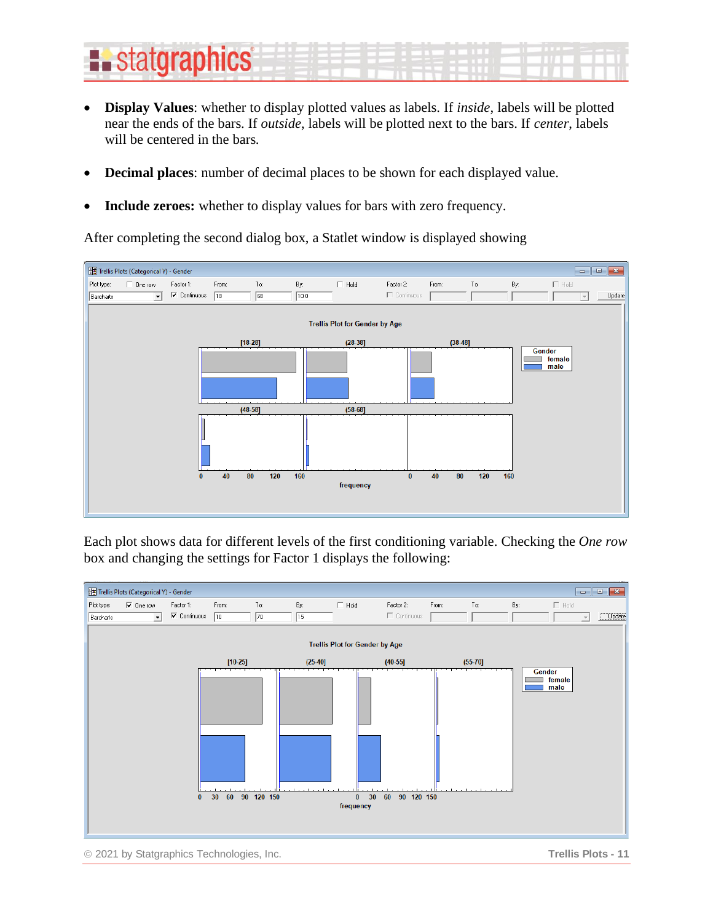- **Display Values**: whether to display plotted values as labels. If *inside*, labels will be plotted near the ends of the bars. If *outside*, labels will be plotted next to the bars. If *center*, labels will be centered in the bars.

- **Decimal places**: number of decimal places to be shown for each displayed value.

- **Include zeroes:** whether to display values for bars with zero frequency.

After completing the second dialog box, a Statlet window is displayed showing

Each plot shows data for different levels of the first conditioning variable. Checking the *One row* box and changing the settings for Factor 1 displays the following: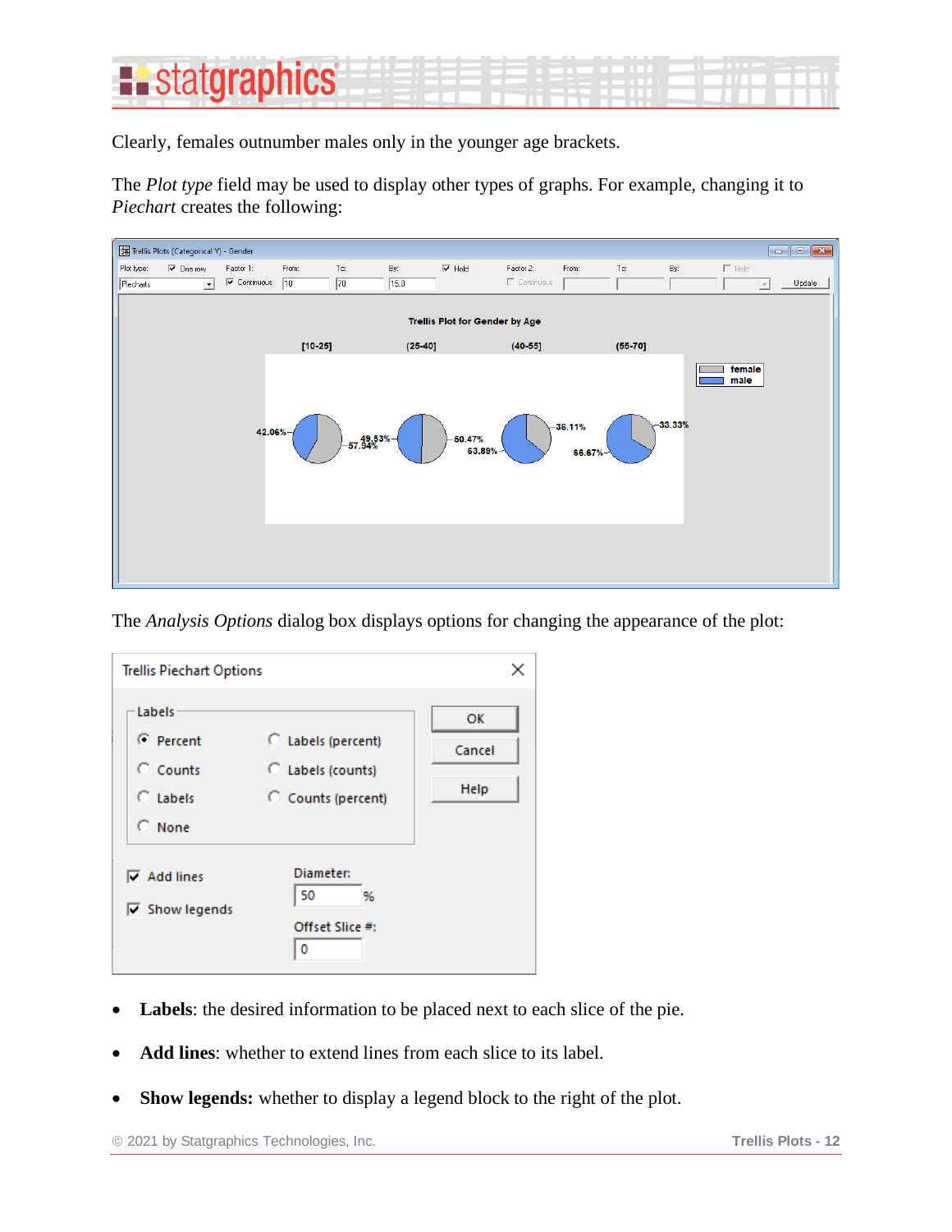Clearly, females outnumber males only in the younger age brackets.

The *Plot type* field may be used to display other types of graphs. For example, changing it to *Piechart* creates the following:

The *Analysis Options* dialog box displays options for changing the appearance of the plot:

- **Labels**: the desired information to be placed next to each slice of the pie.
- **Add lines**: whether to extend lines from each slice to its label.
- **Show legends:** whether to display a legend block to the right of the plot.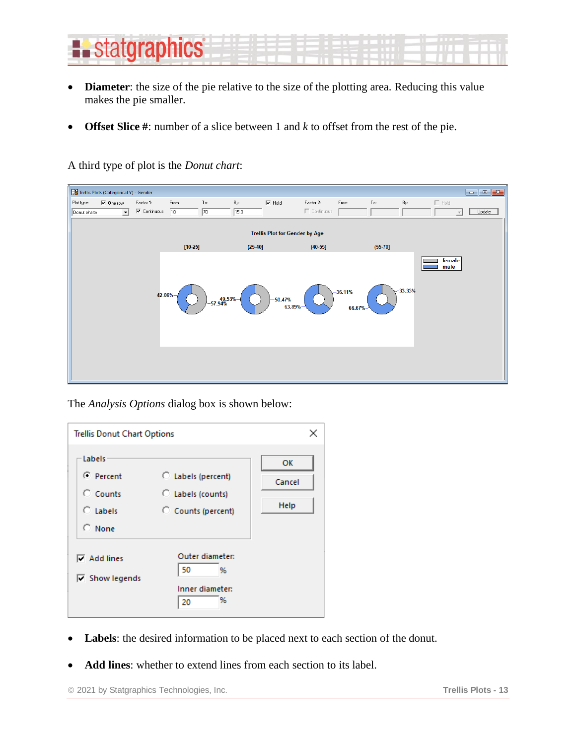- **Diameter**: the size of the pie relative to the size of the plotting area. Reducing this value makes the pie smaller.

- **Offset Slice #**: number of a slice between 1 and *k* to offset from the rest of the pie.

A third type of plot is the *Donut chart*:

The *Analysis Options* dialog box is shown below:

- **Labels**: the desired information to be placed next to each section of the donut.

- **Add lines**: whether to extend lines from each section to its label.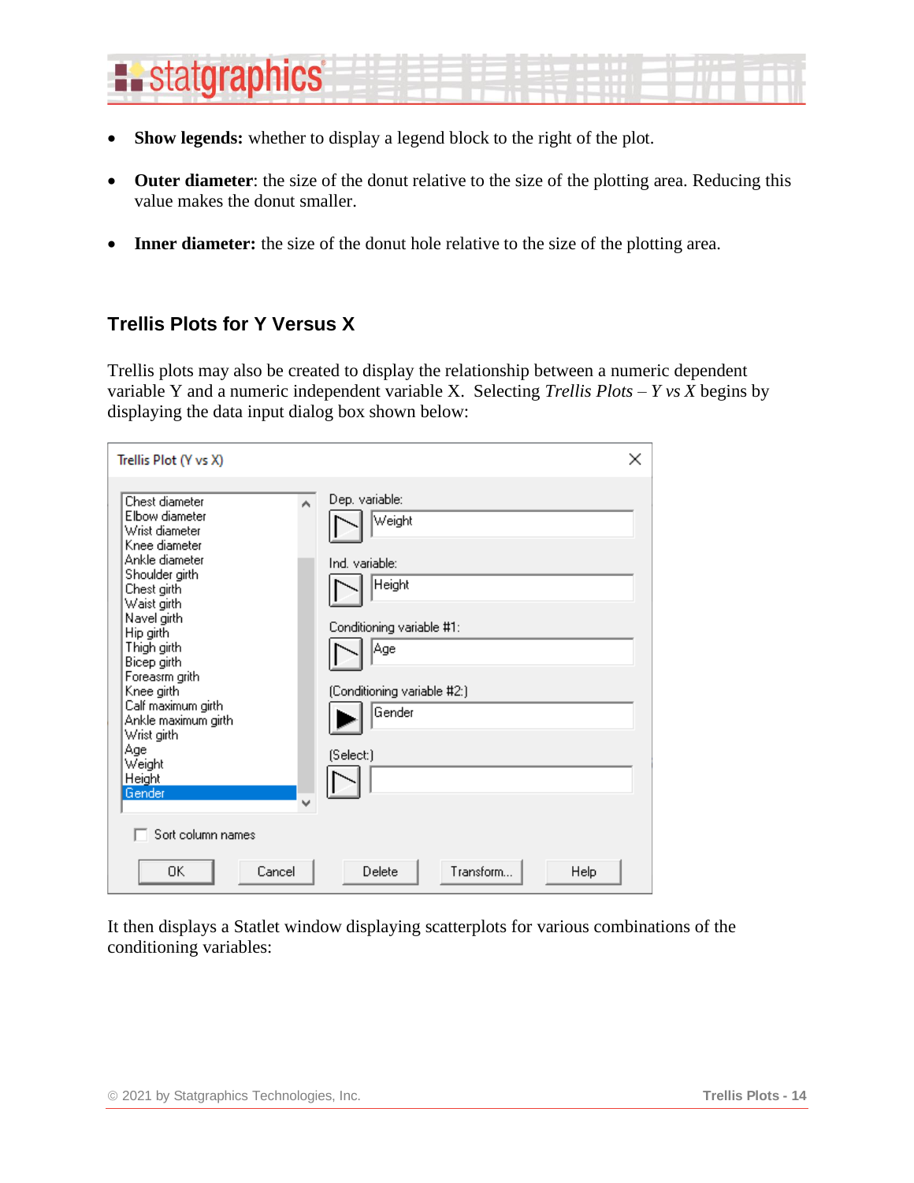- **Show legends:** whether to display a legend block to the right of the plot.

- **Outer diameter**: the size of the donut relative to the size of the plotting area. Reducing this value makes the donut smaller.

- **Inner diameter:** the size of the donut hole relative to the size of the plotting area.

## Trellis Plots for Y Versus X

Trellis plots may also be created to display the relationship between a numeric dependent variable Y and a numeric independent variable X.  Selecting *Trellis Plots – Y vs X* begins by displaying the data input dialog box shown below:

It then displays a Statlet window displaying scatterplots for various combinations of the conditioning variables: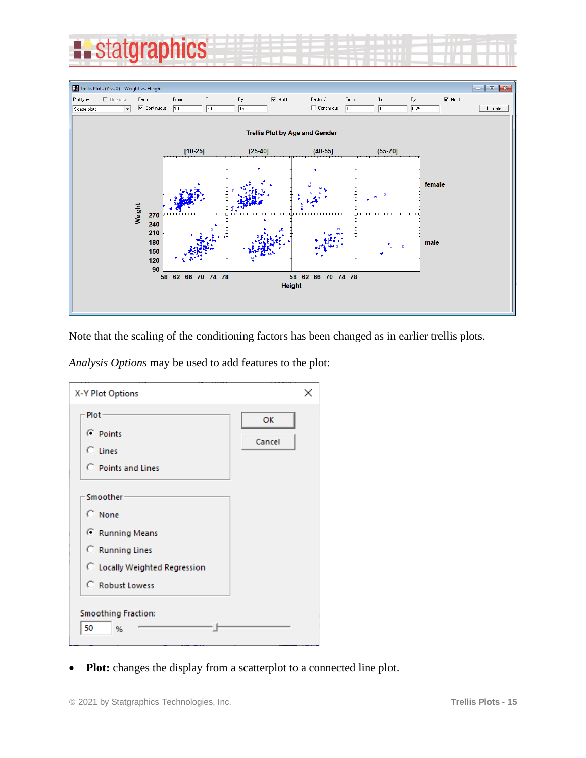Note that the scaling of the conditioning factors has been changed as in earlier trellis plots.

*Analysis Options* may be used to add features to the plot:

- **Plot:** changes the display from a scatterplot to a connected line plot.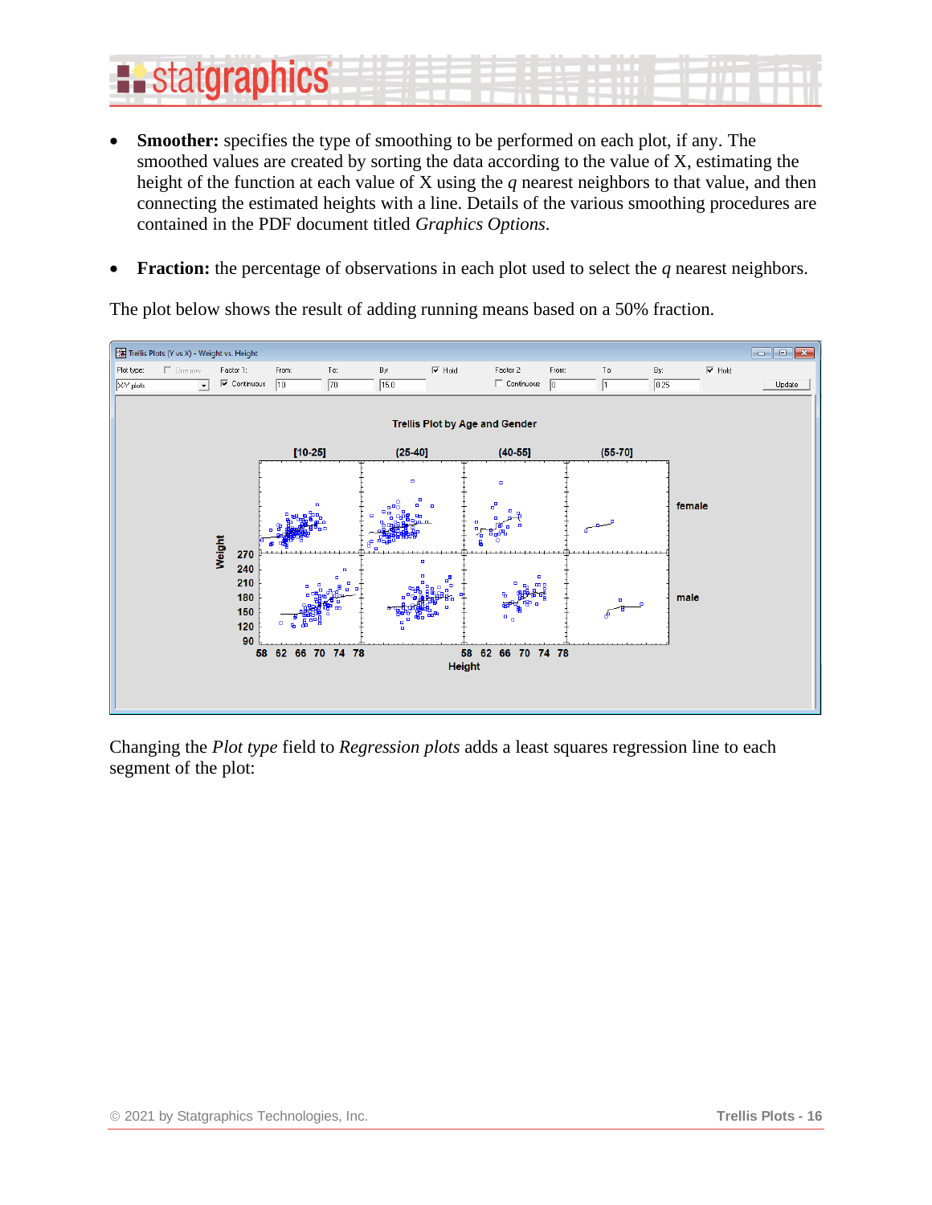- **Smoother:** specifies the type of smoothing to be performed on each plot, if any. The smoothed values are created by sorting the data according to the value of X, estimating the height of the function at each value of X using the *q* nearest neighbors to that value, and then connecting the estimated heights with a line. Details of the various smoothing procedures are contained in the PDF document titled *Graphics Options*.

- **Fraction:** the percentage of observations in each plot used to select the *q* nearest neighbors.

The plot below shows the result of adding running means based on a 50% fraction.

Changing the *Plot type* field to *Regression plots* adds a least squares regression line to each segment of the plot: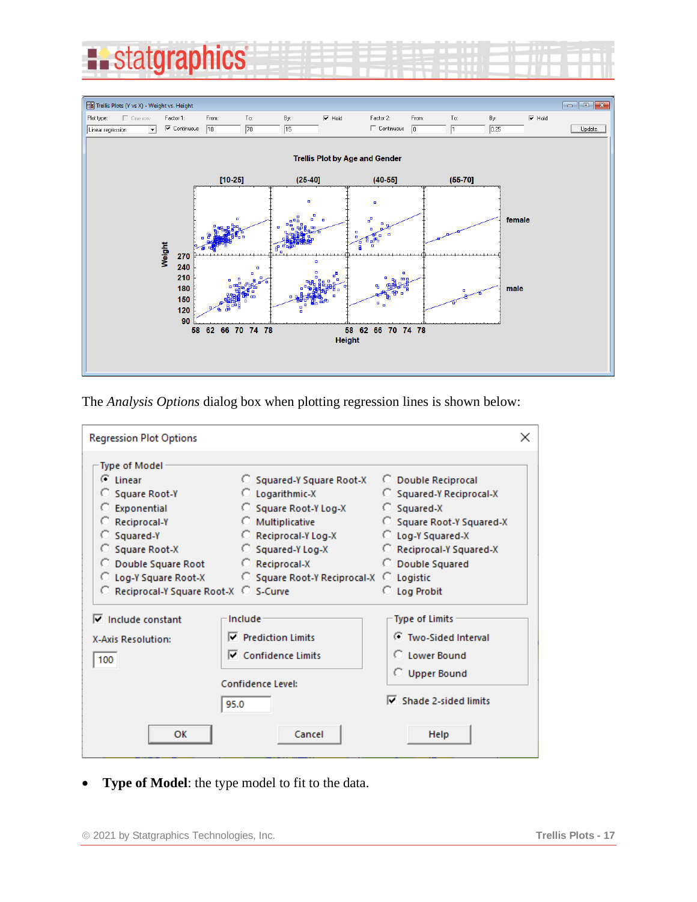The *Analysis Options* dialog box when plotting regression lines is shown below:

- **Type of Model**: the type model to fit to the data.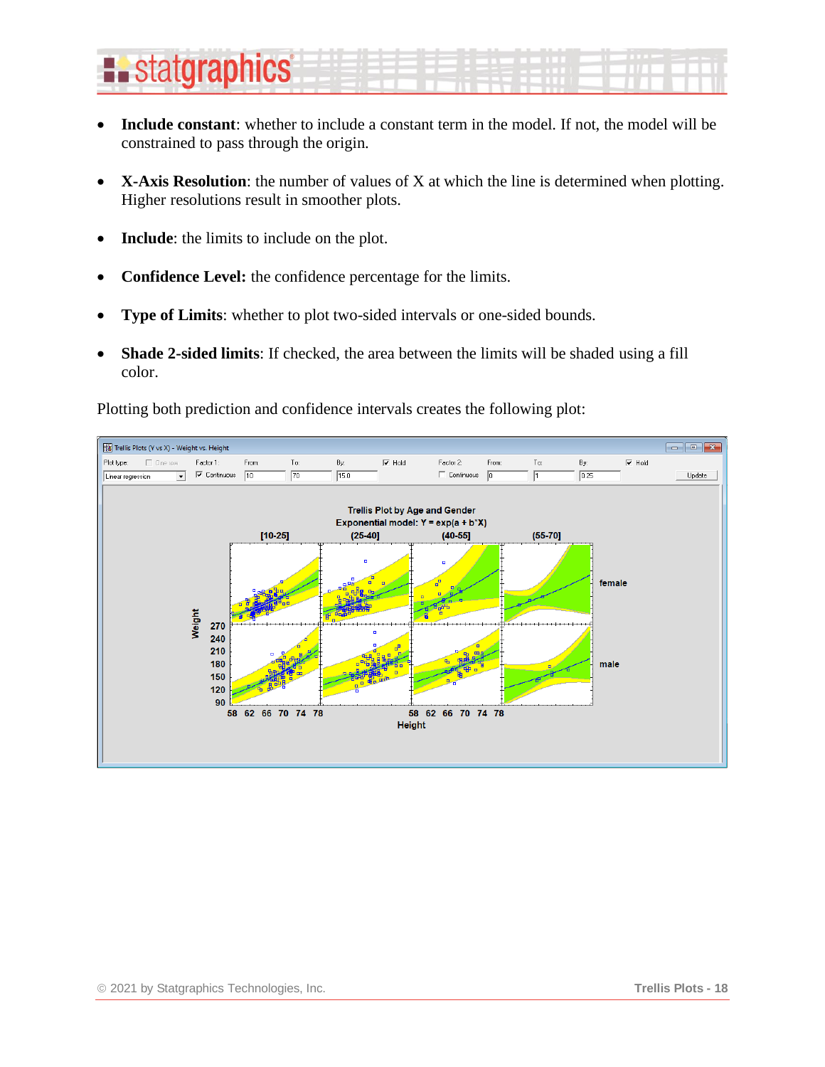- **Include constant**: whether to include a constant term in the model. If not, the model will be constrained to pass through the origin.

- **X-Axis Resolution**: the number of values of X at which the line is determined when plotting. Higher resolutions result in smoother plots.

- **Include**: the limits to include on the plot.

- **Confidence Level:** the confidence percentage for the limits.

- **Type of Limits**: whether to plot two-sided intervals or one-sided bounds.

- **Shade 2-sided limits**: If checked, the area between the limits will be shaded using a fill color.

Plotting both prediction and confidence intervals creates the following plot: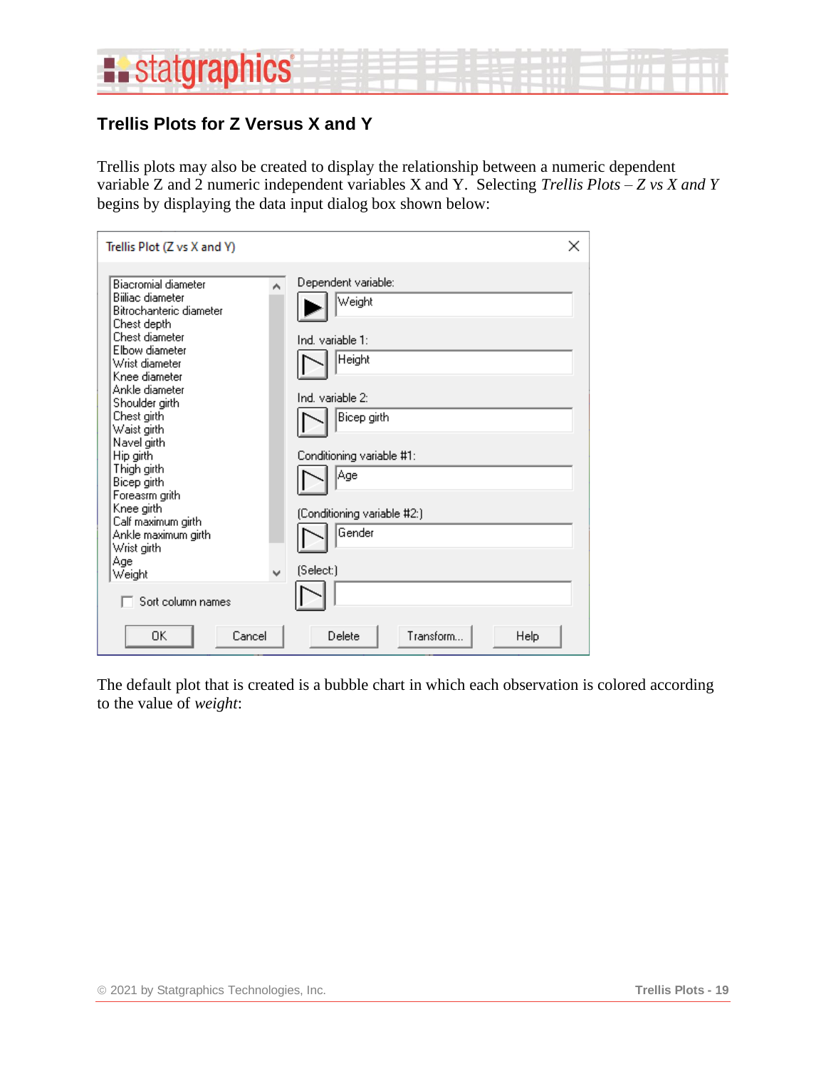## Trellis Plots for Z Versus X and Y

Trellis plots may also be created to display the relationship between a numeric dependent variable Z and 2 numeric independent variables X and Y. Selecting *Trellis Plots – Z vs X and Y* begins by displaying the data input dialog box shown below:

The default plot that is created is a bubble chart in which each observation is colored according to the value of *weight*: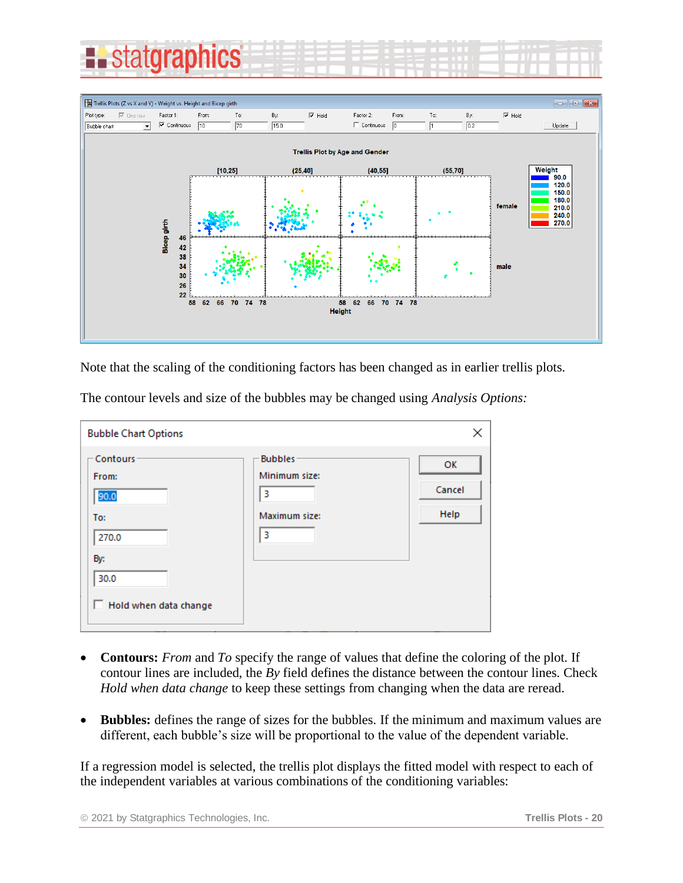Note that the scaling of the conditioning factors has been changed as in earlier trellis plots.

The contour levels and size of the bubbles may be changed using *Analysis Options:*

- **Contours:** *From* and *To* specify the range of values that define the coloring of the plot. If contour lines are included, the *By* field defines the distance between the contour lines. Check *Hold when data change* to keep these settings from changing when the data are reread.

- **Bubbles:** defines the range of sizes for the bubbles. If the minimum and maximum values are different, each bubble's size will be proportional to the value of the dependent variable.

If a regression model is selected, the trellis plot displays the fitted model with respect to each of the independent variables at various combinations of the conditioning variables: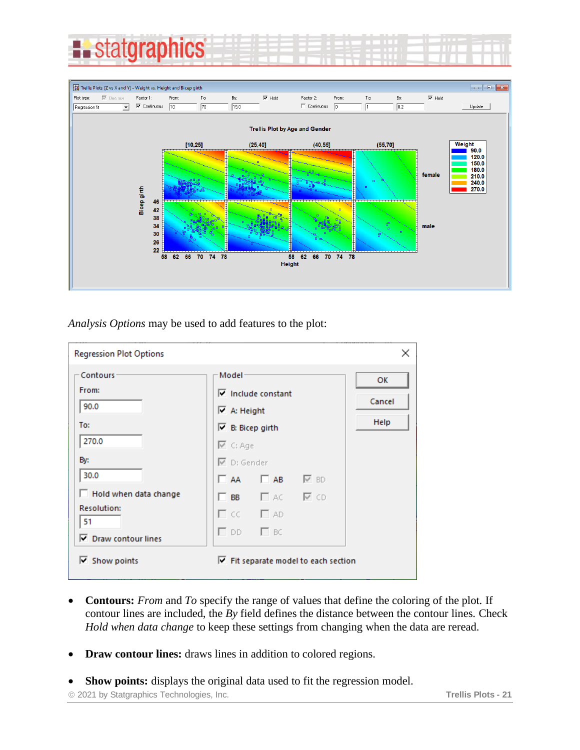*Analysis Options* may be used to add features to the plot:

- **Contours:** *From* and *To* specify the range of values that define the coloring of the plot. If contour lines are included, the *By* field defines the distance between the contour lines. Check *Hold when data change* to keep these settings from changing when the data are reread.

- **Draw contour lines:** draws lines in addition to colored regions.

- **Show points:** displays the original data used to fit the regression model.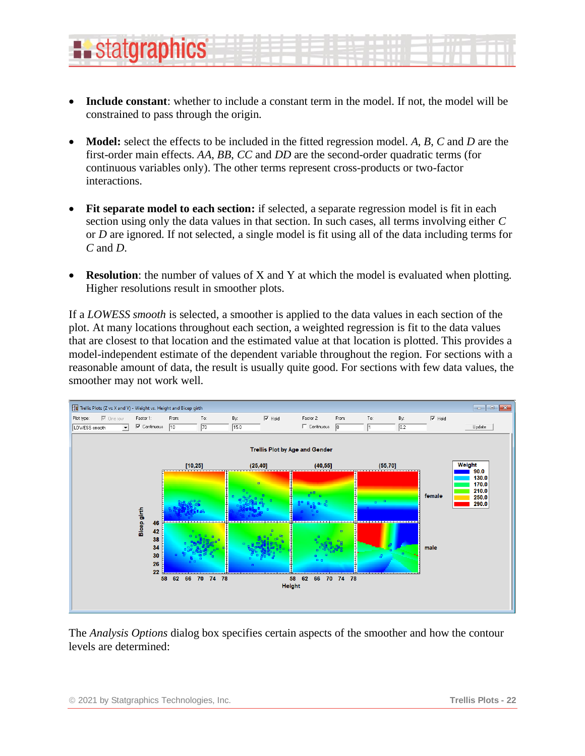- **Include constant**: whether to include a constant term in the model. If not, the model will be constrained to pass through the origin.

- **Model:** select the effects to be included in the fitted regression model. *A*, *B*, *C* and *D* are the first-order main effects. *AA*, *BB*, *CC* and *DD* are the second-order quadratic terms (for continuous variables only). The other terms represent cross-products or two-factor interactions.

- **Fit separate model to each section:** if selected, a separate regression model is fit in each section using only the data values in that section. In such cases, all terms involving either *C* or *D* are ignored. If not selected, a single model is fit using all of the data including terms for *C* and *D*.

- **Resolution**: the number of values of X and Y at which the model is evaluated when plotting. Higher resolutions result in smoother plots.

If a *LOWESS smooth* is selected, a smoother is applied to the data values in each section of the plot. At many locations throughout each section, a weighted regression is fit to the data values that are closest to that location and the estimated value at that location is plotted. This provides a model-independent estimate of the dependent variable throughout the region. For sections with a reasonable amount of data, the result is usually quite good. For sections with few data values, the smoother may not work well.

The *Analysis Options* dialog box specifies certain aspects of the smoother and how the contour levels are determined: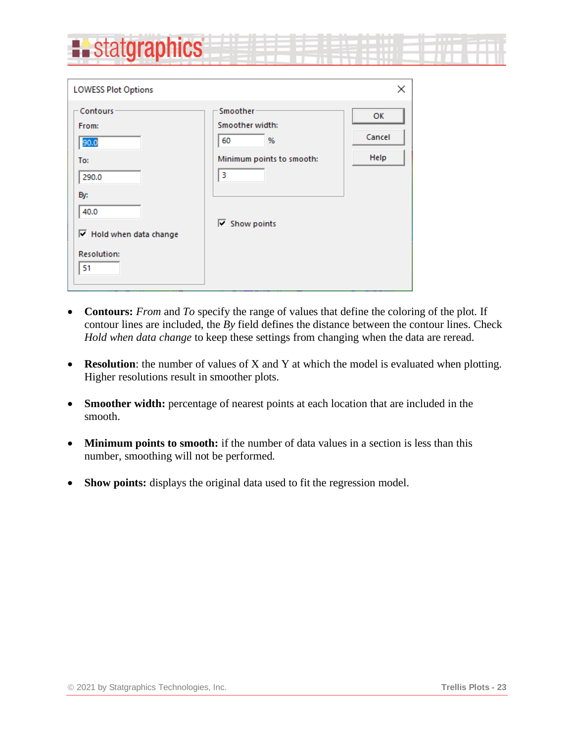LOWESS Plot Options

Contours
From: 90.0
To: 290.0
By: 40.0
Hold when data change
Resolution: 51

Smoother
Smoother width: 60 %
Minimum points to smooth: 3

Show points

OK
Cancel
Help

- **Contours:** *From* and *To* specify the range of values that define the coloring of the plot. If contour lines are included, the *By* field defines the distance between the contour lines. Check *Hold when data change* to keep these settings from changing when the data are reread.

- **Resolution**: the number of values of X and Y at which the model is evaluated when plotting. Higher resolutions result in smoother plots.

- **Smoother width:** percentage of nearest points at each location that are included in the smooth.

- **Minimum points to smooth:** if the number of data values in a section is less than this number, smoothing will not be performed.

- **Show points:** displays the original data used to fit the regression model.